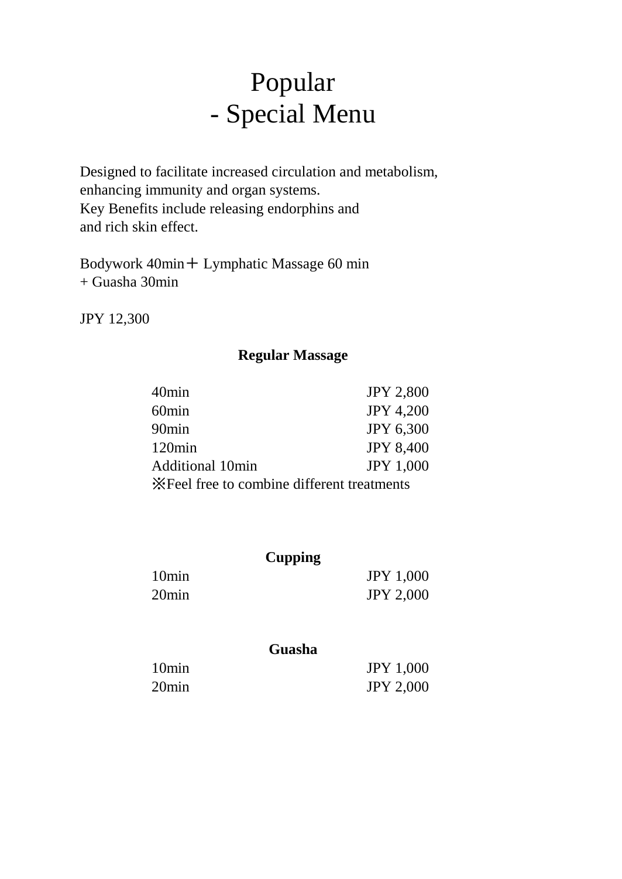# Popular
# - Special Menu

Designed to facilitate increased circulation and metabolism,
enhancing immunity and organ systems.
Key Benefits include releasing endorphins and
and rich skin effect.

Bodywork 40min＋ Lymphatic Massage 60 min
+ Guasha 30min

JPY 12,300

**Regular Massage**

| | |
|---|---|
| 40min | JPY 2,800 |
| 60min | JPY 4,200 |
| 90min | JPY 6,300 |
| 120min | JPY 8,400 |
| Additional 10min | JPY 1,000 |

※Feel free to combine different treatments

**Cupping**

| | |
|---|---|
| 10min | JPY 1,000 |
| 20min | JPY 2,000 |

**Guasha**

| | |
|---|---|
| 10min | JPY 1,000 |
| 20min | JPY 2,000 |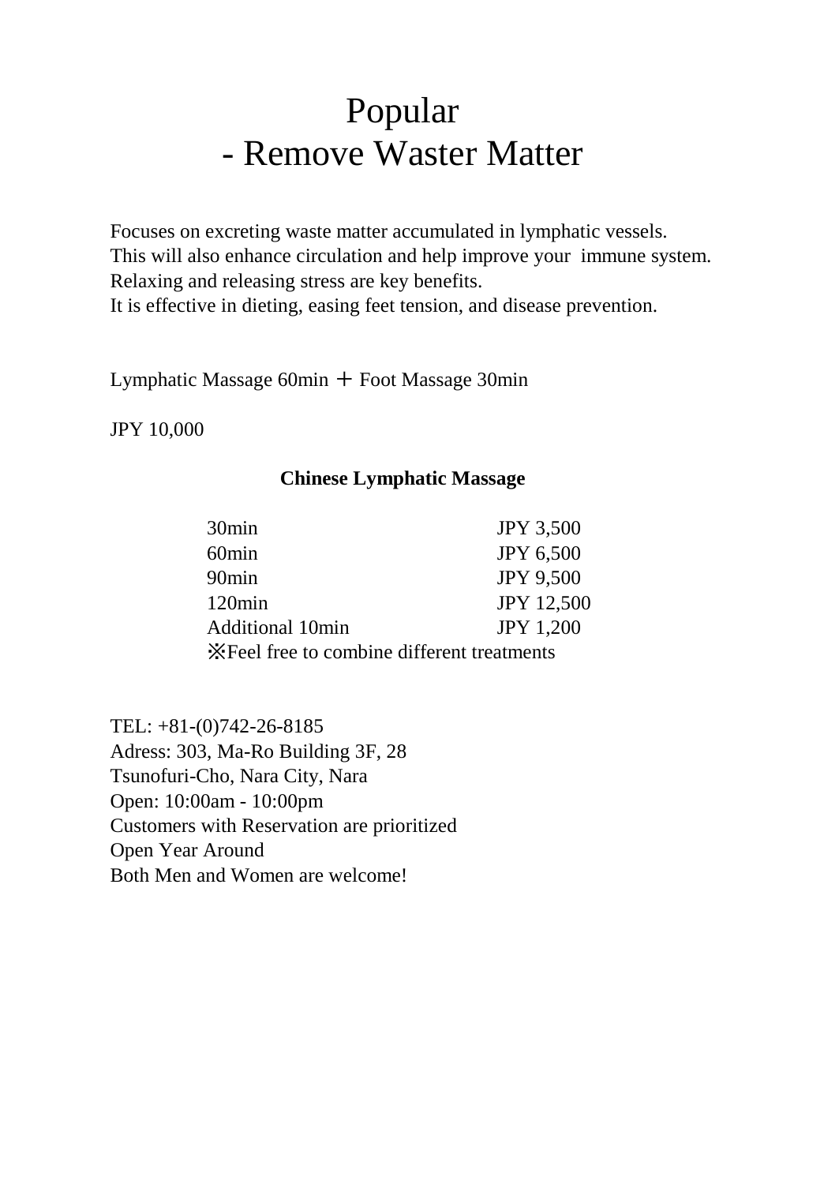# Popular
# - Remove Waster Matter

Focuses on excreting waste matter accumulated in lymphatic vessels.
This will also enhance circulation and help improve your immune system.
Relaxing and releasing stress are key benefits.
It is effective in dieting, easing feet tension, and disease prevention.

Lymphatic Massage 60min ＋ Foot Massage 30min

JPY 10,000

**Chinese Lymphatic Massage**

| | |
|---|---|
| 30min | JPY 3,500 |
| 60min | JPY 6,500 |
| 90min | JPY 9,500 |
| 120min | JPY 12,500 |
| Additional 10min | JPY 1,200 |

※Feel free to combine different treatments

TEL: +81-(0)742-26-8185
Adress: 303, Ma-Ro Building 3F, 28
Tsunofuri-Cho, Nara City, Nara
Open: 10:00am - 10:00pm
Customers with Reservation are prioritized
Open Year Around
Both Men and Women are welcome!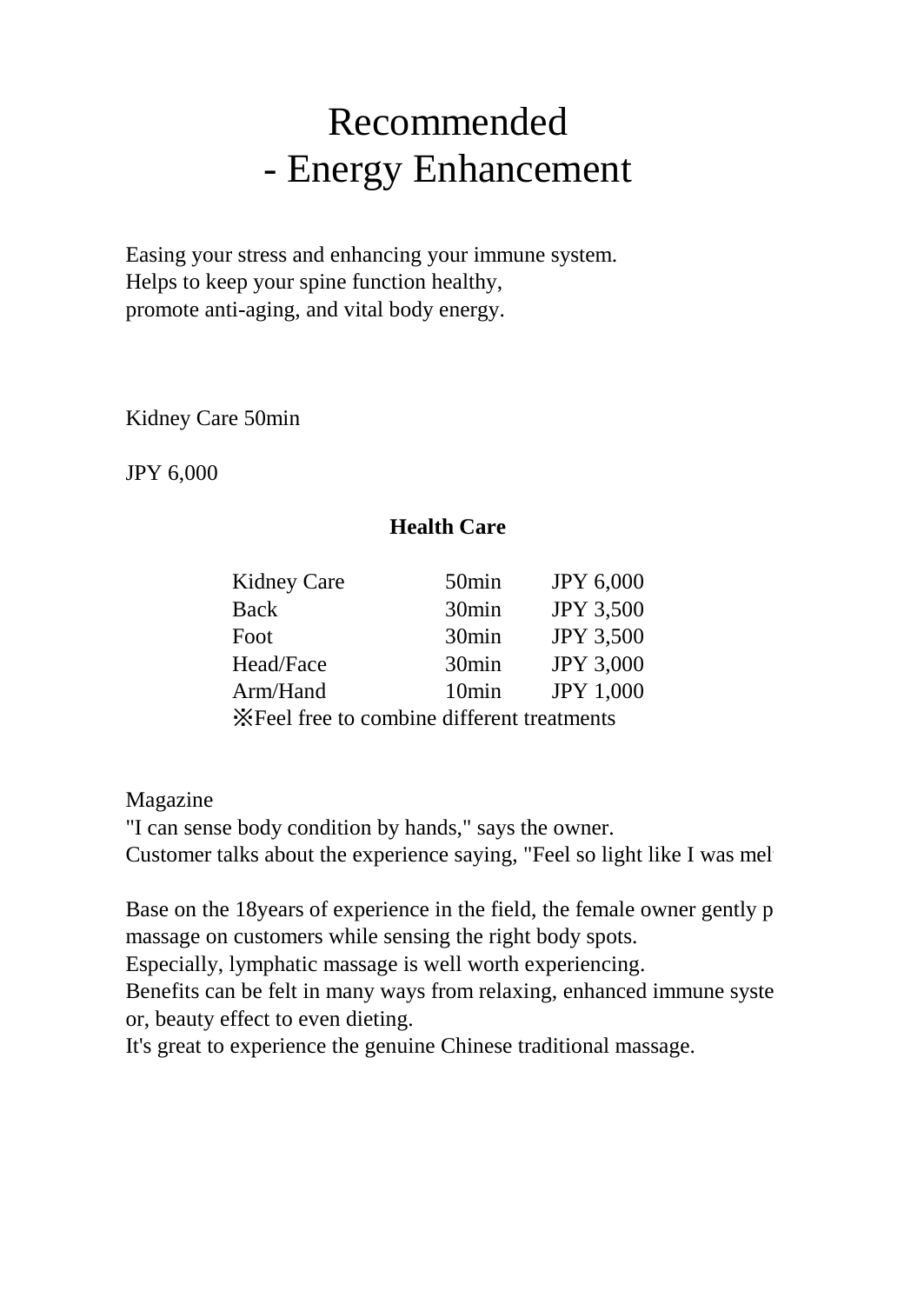# Recommended
# - Energy Enhancement

Easing your stress and enhancing your immune system.
Helps to keep your spine function healthy,
promote anti-aging, and vital body energy.

Kidney Care 50min

JPY 6,000

**Health Care**

| | | |
|---|---|---|
| Kidney Care | 50min | JPY 6,000 |
| Back | 30min | JPY 3,500 |
| Foot | 30min | JPY 3,500 |
| Head/Face | 30min | JPY 3,000 |
| Arm/Hand | 10min | JPY 1,000 |

※Feel free to combine different treatments

Magazine
"I can sense body condition by hands," says the owner.
Customer talks about the experience saying, "Feel so light like I was mel

Base on the 18years of experience in the field, the female owner gently p
massage on customers while sensing the right body spots.
Especially, lymphatic massage is well worth experiencing.
Benefits can be felt in many ways from relaxing, enhanced immune syste
or, beauty effect to even dieting.
It's great to experience the genuine Chinese traditional massage.